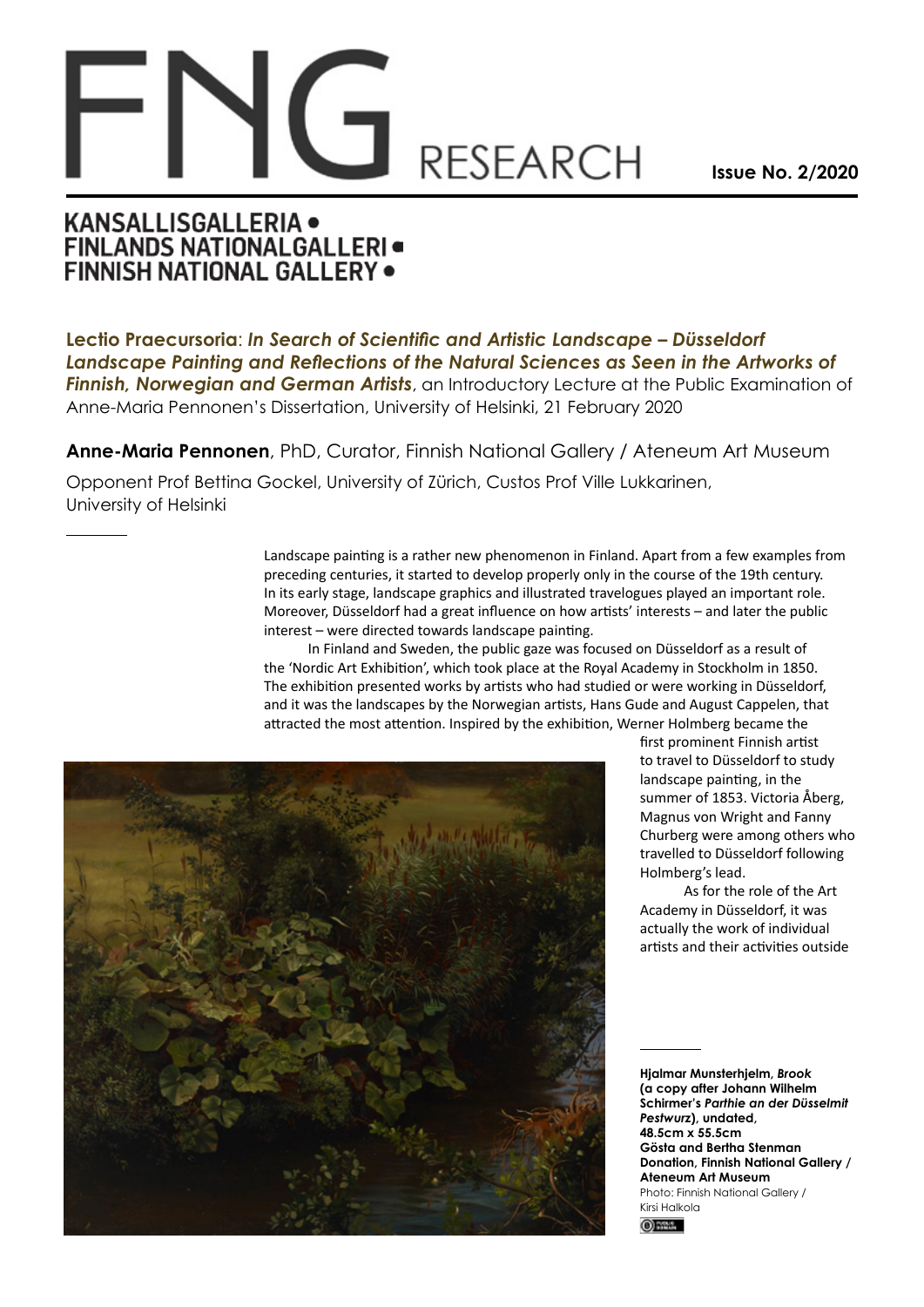# FNG RESEARCH

**Issue No. 2/2020**

KANSALLISGALLERIA • FINLANDS NATIONALGALLERI • FINNISH NATIONAL GALLERY •

**Lectio Praecursoria**: ***In Search of Scientific and Artistic Landscape – Düsseldorf Landscape Painting and Reflections of the Natural Sciences as Seen in the Artworks of Finnish, Norwegian and German Artists***, an Introductory Lecture at the Public Examination of Anne-Maria Pennonen's Dissertation, University of Helsinki, 21 February 2020

**Anne-Maria Pennonen**, PhD, Curator, Finnish National Gallery / Ateneum Art Museum

Opponent Prof Bettina Gockel, University of Zürich, Custos Prof Ville Lukkarinen, University of Helsinki

---

Landscape painting is a rather new phenomenon in Finland. Apart from a few examples from preceding centuries, it started to develop properly only in the course of the 19th century. In its early stage, landscape graphics and illustrated travelogues played an important role. Moreover, Düsseldorf had a great influence on how artists' interests – and later the public interest – were directed towards landscape painting.

In Finland and Sweden, the public gaze was focused on Düsseldorf as a result of the 'Nordic Art Exhibition', which took place at the Royal Academy in Stockholm in 1850. The exhibition presented works by artists who had studied or were working in Düsseldorf, and it was the landscapes by the Norwegian artists, Hans Gude and August Cappelen, that attracted the most attention. Inspired by the exhibition, Werner Holmberg became the first prominent Finnish artist to travel to Düsseldorf to study landscape painting, in the summer of 1853. Victoria Åberg, Magnus von Wright and Fanny Churberg were among others who travelled to Düsseldorf following Holmberg's lead.

As for the role of the Art Academy in Düsseldorf, it was actually the work of individual artists and their activities outside

---

**Hjalmar Munsterhjelm, *Brook* (a copy after Johann Wilhelm Schirmer's *Parthie an der Düsselmit Pestwurz*), undated, 48.5cm x 55.5cm**
**Gösta and Bertha Stenman Donation, Finnish National Gallery / Ateneum Art Museum**
Photo: Finnish National Gallery / Kirsi Halkola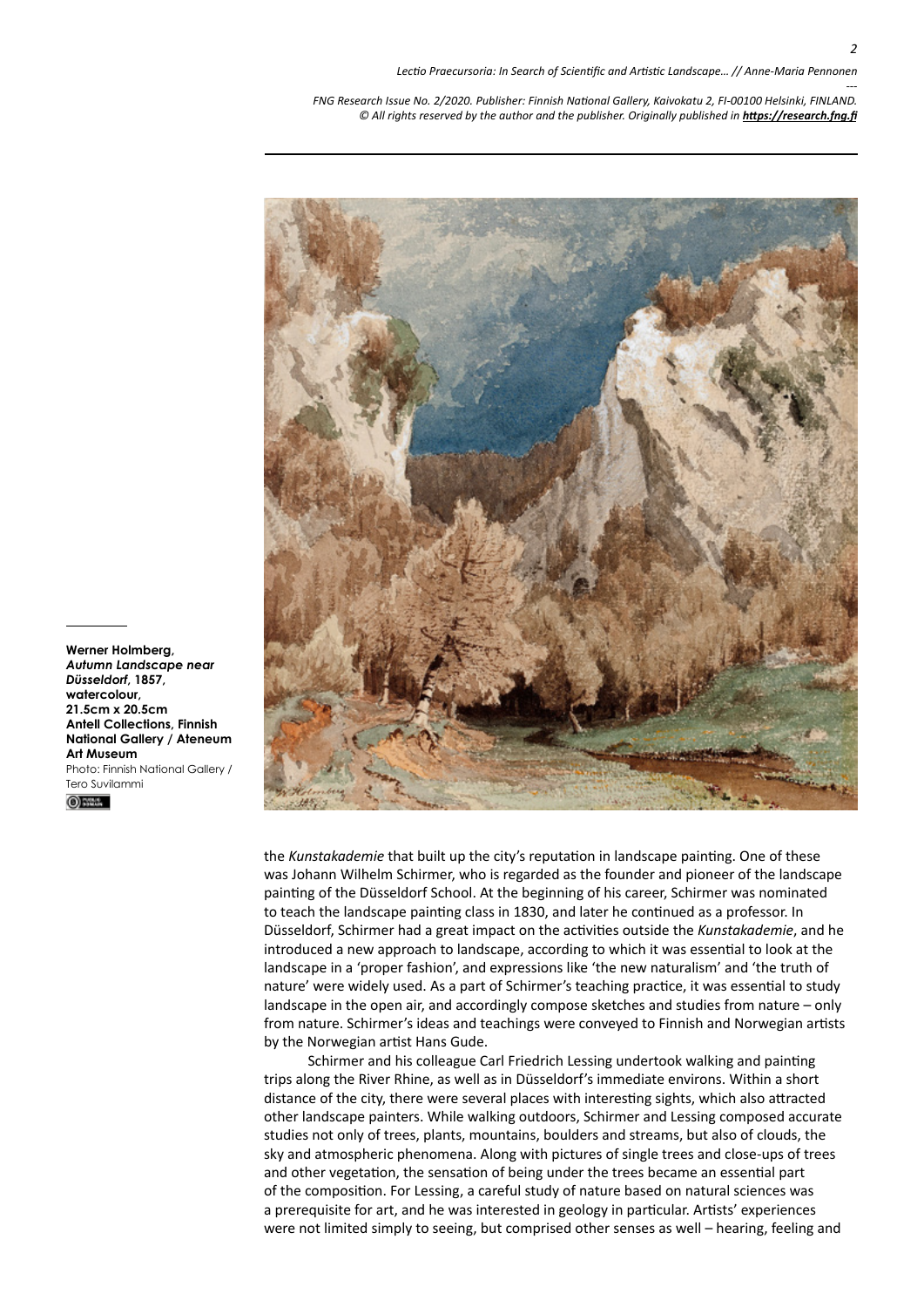**Werner Holmberg, *Autumn Landscape near Düsseldorf*, 1857, watercolour, 21.5cm x 20.5cm Antell Collections, Finnish National Gallery / Ateneum Art Museum**
Photo: Finnish National Gallery / Tero Suvilammi

the *Kunstakademie* that built up the city's reputation in landscape painting. One of these was Johann Wilhelm Schirmer, who is regarded as the founder and pioneer of the landscape painting of the Düsseldorf School. At the beginning of his career, Schirmer was nominated to teach the landscape painting class in 1830, and later he continued as a professor. In Düsseldorf, Schirmer had a great impact on the activities outside the *Kunstakademie*, and he introduced a new approach to landscape, according to which it was essential to look at the landscape in a 'proper fashion', and expressions like 'the new naturalism' and 'the truth of nature' were widely used. As a part of Schirmer's teaching practice, it was essential to study landscape in the open air, and accordingly compose sketches and studies from nature – only from nature. Schirmer's ideas and teachings were conveyed to Finnish and Norwegian artists by the Norwegian artist Hans Gude.

Schirmer and his colleague Carl Friedrich Lessing undertook walking and painting trips along the River Rhine, as well as in Düsseldorf's immediate environs. Within a short distance of the city, there were several places with interesting sights, which also attracted other landscape painters. While walking outdoors, Schirmer and Lessing composed accurate studies not only of trees, plants, mountains, boulders and streams, but also of clouds, the sky and atmospheric phenomena. Along with pictures of single trees and close-ups of trees and other vegetation, the sensation of being under the trees became an essential part of the composition. For Lessing, a careful study of nature based on natural sciences was a prerequisite for art, and he was interested in geology in particular. Artists' experiences were not limited simply to seeing, but comprised other senses as well – hearing, feeling and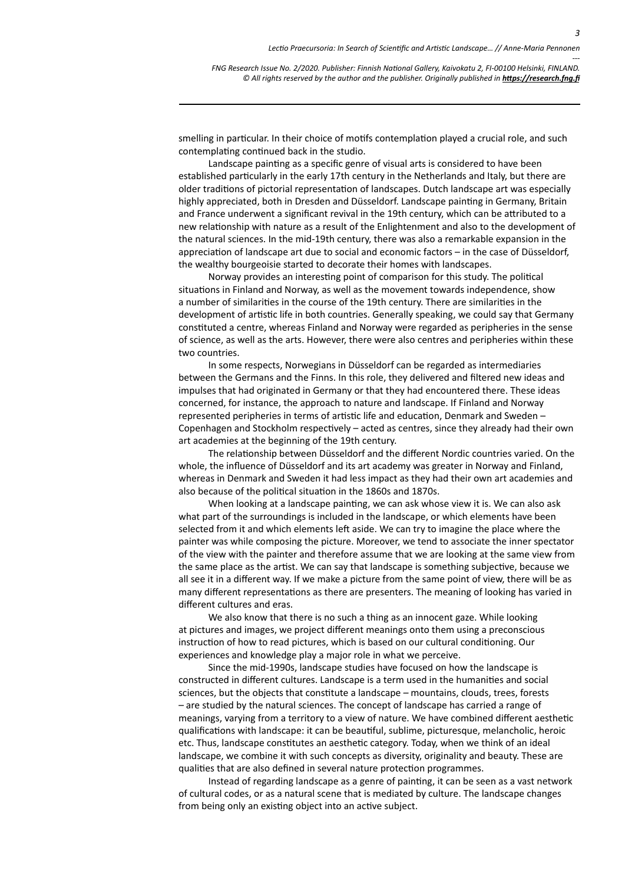smelling in particular. In their choice of motifs contemplation played a crucial role, and such contemplating continued back in the studio.

Landscape painting as a specific genre of visual arts is considered to have been established particularly in the early 17th century in the Netherlands and Italy, but there are older traditions of pictorial representation of landscapes. Dutch landscape art was especially highly appreciated, both in Dresden and Düsseldorf. Landscape painting in Germany, Britain and France underwent a significant revival in the 19th century, which can be attributed to a new relationship with nature as a result of the Enlightenment and also to the development of the natural sciences. In the mid-19th century, there was also a remarkable expansion in the appreciation of landscape art due to social and economic factors – in the case of Düsseldorf, the wealthy bourgeoisie started to decorate their homes with landscapes.

Norway provides an interesting point of comparison for this study. The political situations in Finland and Norway, as well as the movement towards independence, show a number of similarities in the course of the 19th century. There are similarities in the development of artistic life in both countries. Generally speaking, we could say that Germany constituted a centre, whereas Finland and Norway were regarded as peripheries in the sense of science, as well as the arts. However, there were also centres and peripheries within these two countries.

In some respects, Norwegians in Düsseldorf can be regarded as intermediaries between the Germans and the Finns. In this role, they delivered and filtered new ideas and impulses that had originated in Germany or that they had encountered there. These ideas concerned, for instance, the approach to nature and landscape. If Finland and Norway represented peripheries in terms of artistic life and education, Denmark and Sweden – Copenhagen and Stockholm respectively – acted as centres, since they already had their own art academies at the beginning of the 19th century.

The relationship between Düsseldorf and the different Nordic countries varied. On the whole, the influence of Düsseldorf and its art academy was greater in Norway and Finland, whereas in Denmark and Sweden it had less impact as they had their own art academies and also because of the political situation in the 1860s and 1870s.

When looking at a landscape painting, we can ask whose view it is. We can also ask what part of the surroundings is included in the landscape, or which elements have been selected from it and which elements left aside. We can try to imagine the place where the painter was while composing the picture. Moreover, we tend to associate the inner spectator of the view with the painter and therefore assume that we are looking at the same view from the same place as the artist. We can say that landscape is something subjective, because we all see it in a different way. If we make a picture from the same point of view, there will be as many different representations as there are presenters. The meaning of looking has varied in different cultures and eras.

We also know that there is no such a thing as an innocent gaze. While looking at pictures and images, we project different meanings onto them using a preconscious instruction of how to read pictures, which is based on our cultural conditioning. Our experiences and knowledge play a major role in what we perceive.

Since the mid-1990s, landscape studies have focused on how the landscape is constructed in different cultures. Landscape is a term used in the humanities and social sciences, but the objects that constitute a landscape – mountains, clouds, trees, forests – are studied by the natural sciences. The concept of landscape has carried a range of meanings, varying from a territory to a view of nature. We have combined different aesthetic qualifications with landscape: it can be beautiful, sublime, picturesque, melancholic, heroic etc. Thus, landscape constitutes an aesthetic category. Today, when we think of an ideal landscape, we combine it with such concepts as diversity, originality and beauty. These are qualities that are also defined in several nature protection programmes.

Instead of regarding landscape as a genre of painting, it can be seen as a vast network of cultural codes, or as a natural scene that is mediated by culture. The landscape changes from being only an existing object into an active subject.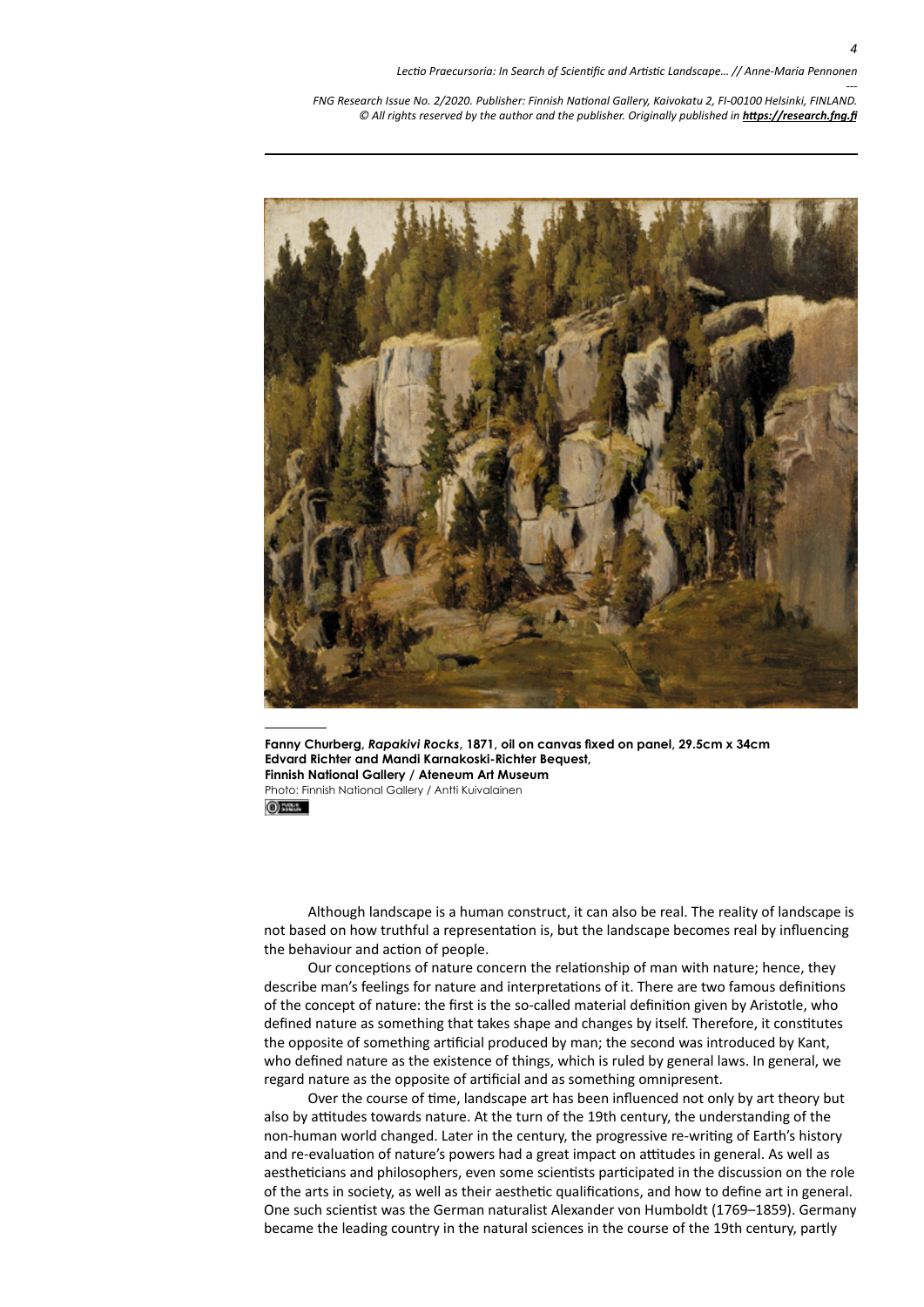**Fanny Churberg, *Rapakivi Rocks*, 1871, oil on canvas fixed on panel, 29.5cm x 34cm**
**Edvard Richter and Mandi Karnakoski-Richter Bequest,**
**Finnish National Gallery / Ateneum Art Museum**
Photo: Finnish National Gallery / Antti Kuivalainen

Although landscape is a human construct, it can also be real. The reality of landscape is not based on how truthful a representation is, but the landscape becomes real by influencing the behaviour and action of people.

Our conceptions of nature concern the relationship of man with nature; hence, they describe man's feelings for nature and interpretations of it. There are two famous definitions of the concept of nature: the first is the so-called material definition given by Aristotle, who defined nature as something that takes shape and changes by itself. Therefore, it constitutes the opposite of something artificial produced by man; the second was introduced by Kant, who defined nature as the existence of things, which is ruled by general laws. In general, we regard nature as the opposite of artificial and as something omnipresent.

Over the course of time, landscape art has been influenced not only by art theory but also by attitudes towards nature. At the turn of the 19th century, the understanding of the non-human world changed. Later in the century, the progressive re-writing of Earth's history and re-evaluation of nature's powers had a great impact on attitudes in general. As well as aestheticians and philosophers, even some scientists participated in the discussion on the role of the arts in society, as well as their aesthetic qualifications, and how to define art in general. One such scientist was the German naturalist Alexander von Humboldt (1769–1859). Germany became the leading country in the natural sciences in the course of the 19th century, partly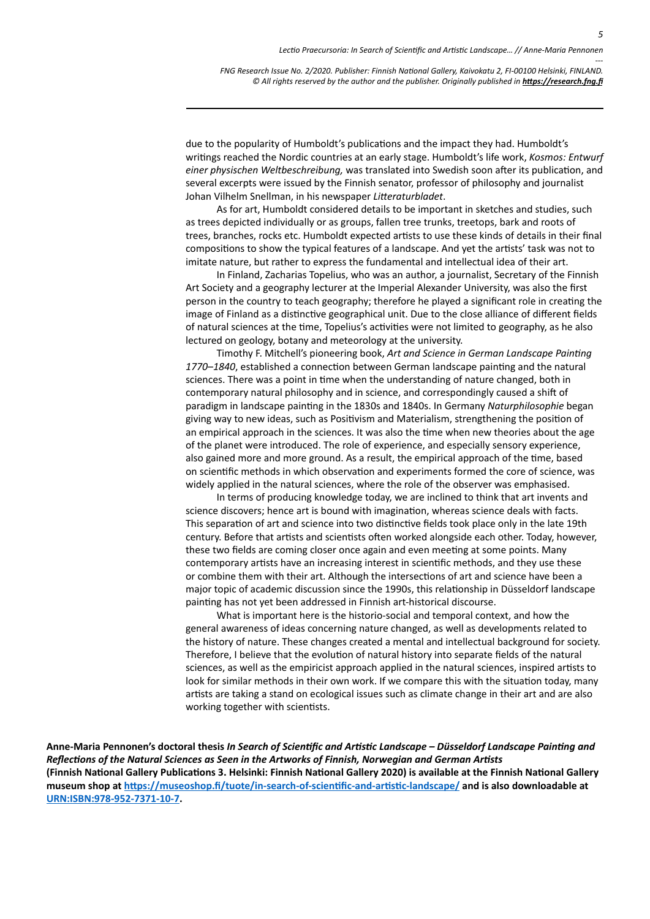due to the popularity of Humboldt's publications and the impact they had. Humboldt's writings reached the Nordic countries at an early stage. Humboldt's life work, *Kosmos: Entwurf einer physischen Weltbeschreibung,* was translated into Swedish soon after its publication, and several excerpts were issued by the Finnish senator, professor of philosophy and journalist Johan Vilhelm Snellman, in his newspaper *Litteraturbladet*.

As for art, Humboldt considered details to be important in sketches and studies, such as trees depicted individually or as groups, fallen tree trunks, treetops, bark and roots of trees, branches, rocks etc. Humboldt expected artists to use these kinds of details in their final compositions to show the typical features of a landscape. And yet the artists' task was not to imitate nature, but rather to express the fundamental and intellectual idea of their art.

In Finland, Zacharias Topelius, who was an author, a journalist, Secretary of the Finnish Art Society and a geography lecturer at the Imperial Alexander University, was also the first person in the country to teach geography; therefore he played a significant role in creating the image of Finland as a distinctive geographical unit. Due to the close alliance of different fields of natural sciences at the time, Topelius's activities were not limited to geography, as he also lectured on geology, botany and meteorology at the university.

Timothy F. Mitchell's pioneering book, *Art and Science in German Landscape Painting 1770–1840*, established a connection between German landscape painting and the natural sciences. There was a point in time when the understanding of nature changed, both in contemporary natural philosophy and in science, and correspondingly caused a shift of paradigm in landscape painting in the 1830s and 1840s. In Germany *Naturphilosophie* began giving way to new ideas, such as Positivism and Materialism, strengthening the position of an empirical approach in the sciences. It was also the time when new theories about the age of the planet were introduced. The role of experience, and especially sensory experience, also gained more and more ground. As a result, the empirical approach of the time, based on scientific methods in which observation and experiments formed the core of science, was widely applied in the natural sciences, where the role of the observer was emphasised.

In terms of producing knowledge today, we are inclined to think that art invents and science discovers; hence art is bound with imagination, whereas science deals with facts. This separation of art and science into two distinctive fields took place only in the late 19th century. Before that artists and scientists often worked alongside each other. Today, however, these two fields are coming closer once again and even meeting at some points. Many contemporary artists have an increasing interest in scientific methods, and they use these or combine them with their art. Although the intersections of art and science have been a major topic of academic discussion since the 1990s, this relationship in Düsseldorf landscape painting has not yet been addressed in Finnish art-historical discourse.

What is important here is the historio-social and temporal context, and how the general awareness of ideas concerning nature changed, as well as developments related to the history of nature. These changes created a mental and intellectual background for society. Therefore, I believe that the evolution of natural history into separate fields of the natural sciences, as well as the empiricist approach applied in the natural sciences, inspired artists to look for similar methods in their own work. If we compare this with the situation today, many artists are taking a stand on ecological issues such as climate change in their art and are also working together with scientists.

**Anne-Maria Pennonen's doctoral thesis *In Search of Scientific and Artistic Landscape – Düsseldorf Landscape Painting and Reflections of the Natural Sciences as Seen in the Artworks of Finnish, Norwegian and German Artists* (Finnish National Gallery Publications 3. Helsinki: Finnish National Gallery 2020) is available at the Finnish National Gallery museum shop at [https://museoshop.fi/tuote/in-search-of-scientific-and-artistic-landscape/](https://museoshop.fi/tuote/in-search-of-scientific-and-artistic-landscape/) and is also downloadable at [URN:ISBN:978-952-7371-10-7](URN:ISBN:978-952-7371-10-7).**